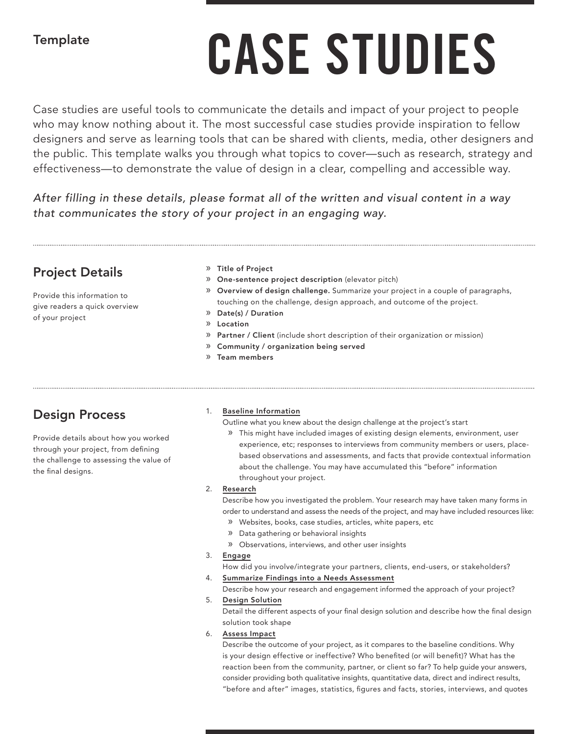Template

# CASE STUDIES

Case studies are useful tools to communicate the details and impact of your project to people who may know nothing about it. The most successful case studies provide inspiration to fellow designers and serve as learning tools that can be shared with clients, media, other designers and the public. This template walks you through what topics to cover—such as research, strategy and effectiveness—to demonstrate the value of design in a clear, compelling and accessible way.

*After filling in these details, please format all of the written and visual content in a way that communicates the story of your project in an engaging way.*

---

## Project Details

Provide this information to give readers a quick overview of your project

- **Title of Project**
- **One-sentence project description** (elevator pitch)
- **Overview of design challenge.** Summarize your project in a couple of paragraphs, touching on the challenge, design approach, and outcome of the project.
- **Date(s) / Duration**
- **Location**
- **Partner / Client** (include short description of their organization or mission)
- **Community / organization being served**
- **Team members**

---

## Design Process

Provide details about how you worked through your project, from defining the challenge to assessing the value of the final designs.

1. **Baseline Information**
   Outline what you knew about the design challenge at the project's start
   - This might have included images of existing design elements, environment, user experience, etc; responses to interviews from community members or users, place-based observations and assessments, and facts that provide contextual information about the challenge. You may have accumulated this "before" information throughout your project.
2. **Research**
   Describe how you investigated the problem. Your research may have taken many forms in order to understand and assess the needs of the project, and may have included resources like:
   - Websites, books, case studies, articles, white papers, etc
   - Data gathering or behavioral insights
   - Observations, interviews, and other user insights
3. **Engage**
   How did you involve/integrate your partners, clients, end-users, or stakeholders?
4. **Summarize Findings into a Needs Assessment**
   Describe how your research and engagement informed the approach of your project?
5. **Design Solution**
   Detail the different aspects of your final design solution and describe how the final design solution took shape
6. **Assess Impact**
   Describe the outcome of your project, as it compares to the baseline conditions. Why is your design effective or ineffective? Who benefited (or will benefit)? What has the reaction been from the community, partner, or client so far? To help guide your answers, consider providing both qualitative insights, quantitative data, direct and indirect results, "before and after" images, statistics, figures and facts, stories, interviews, and quotes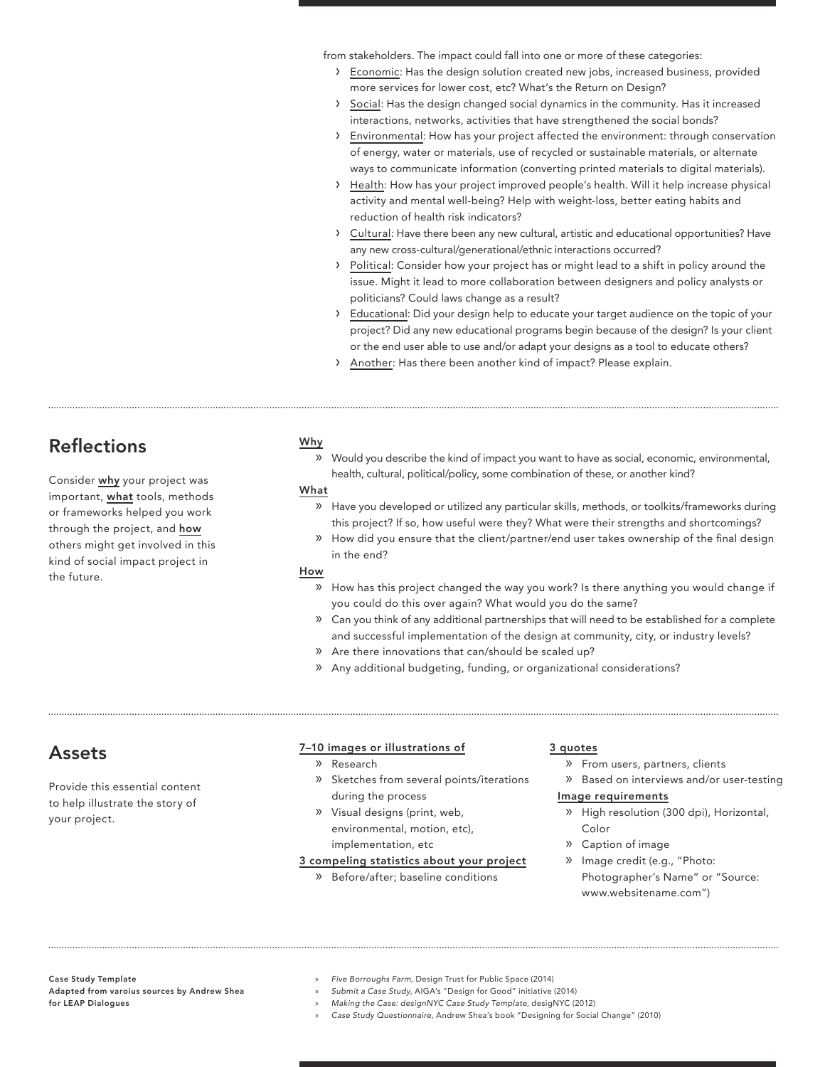from stakeholders. The impact could fall into one or more of these categories:

- Economic: Has the design solution created new jobs, increased business, provided more services for lower cost, etc? What's the Return on Design?
- Social: Has the design changed social dynamics in the community. Has it increased interactions, networks, activities that have strengthened the social bonds?
- Environmental: How has your project affected the environment: through conservation of energy, water or materials, use of recycled or sustainable materials, or alternate ways to communicate information (converting printed materials to digital materials).
- Health: How has your project improved people's health. Will it help increase physical activity and mental well-being? Help with weight-loss, better eating habits and reduction of health risk indicators?
- Cultural: Have there been any new cultural, artistic and educational opportunities? Have any new cross-cultural/generational/ethnic interactions occurred?
- Political: Consider how your project has or might lead to a shift in policy around the issue. Might it lead to more collaboration between designers and policy analysts or politicians? Could laws change as a result?
- Educational: Did your design help to educate your target audience on the topic of your project? Did any new educational programs begin because of the design? Is your client or the end user able to use and/or adapt your designs as a tool to educate others?
- Another: Has there been another kind of impact? Please explain.

## Reflections

Consider **why** your project was important, **what** tools, methods or frameworks helped you work through the project, and **how** others might get involved in this kind of social impact project in the future.

**Why**

- Would you describe the kind of impact you want to have as social, economic, environmental, health, cultural, political/policy, some combination of these, or another kind?

**What**

- Have you developed or utilized any particular skills, methods, or toolkits/frameworks during this project? If so, how useful were they? What were their strengths and shortcomings?
- How did you ensure that the client/partner/end user takes ownership of the final design in the end?

**How**

- How has this project changed the way you work? Is there anything you would change if you could do this over again? What would you do the same?
- Can you think of any additional partnerships that will need to be established for a complete and successful implementation of the design at community, city, or industry levels?
- Are there innovations that can/should be scaled up?
- Any additional budgeting, funding, or organizational considerations?

## Assets

Provide this essential content to help illustrate the story of your project.

**7–10 images or illustrations of**

- Research
- Sketches from several points/iterations during the process
- Visual designs (print, web, environmental, motion, etc), implementation, etc

**3 compeling statistics about your project**

- Before/after; baseline conditions

**3 quotes**

- From users, partners, clients
- Based on interviews and/or user-testing

**Image requirements**

- High resolution (300 dpi), Horizontal, Color
- Caption of image
- Image credit (e.g., "Photo: Photographer's Name" or "Source: www.websitename.com")

**Case Study Template**
**Adapted from varoius sources by Andrew Shea for LEAP Dialogues**

- *Five Borroughs Farm*, Design Trust for Public Space (2014)
- *Submit a Case Study*, AIGA's "Design for Good" initiative (2014)
- *Making the Case: designNYC Case Study Template*, desigNYC (2012)
- *Case Study Questionnaire*, Andrew Shea's book "Designing for Social Change" (2010)